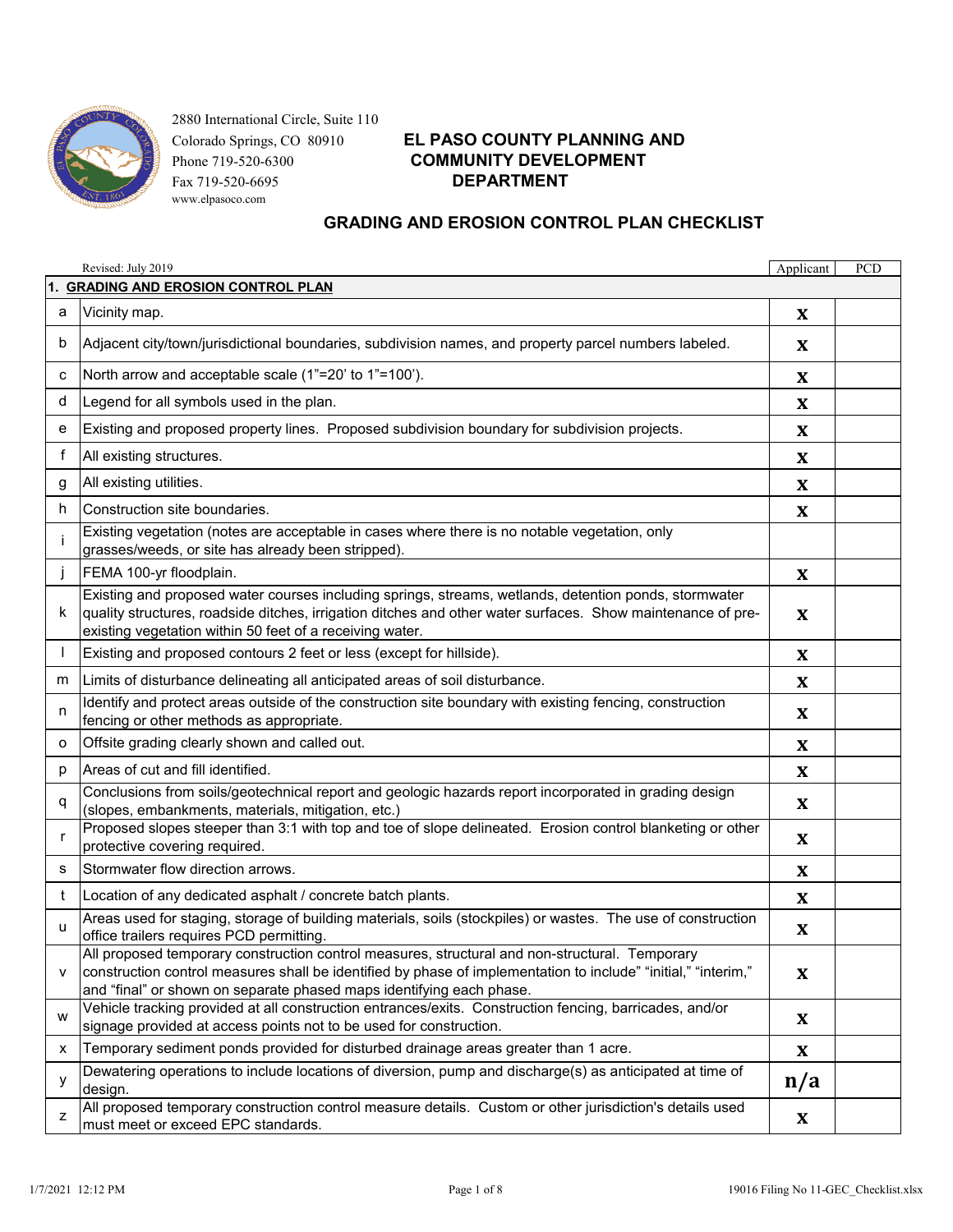2880 International Circle, Suite 110
Colorado Springs, CO 80910
Phone 719-520-6300
Fax 719-520-6695
www.elpasoco.com

# EL PASO COUNTY PLANNING AND COMMUNITY DEVELOPMENT DEPARTMENT

## GRADING AND EROSION CONTROL PLAN CHECKLIST

| Revised: July 2019 | | Applicant | PCD |
|---|---|---|---|
| **1. GRADING AND EROSION CONTROL PLAN** | | | |
| a | Vicinity map. | X | |
| b | Adjacent city/town/jurisdictional boundaries, subdivision names, and property parcel numbers labeled. | X | |
| c | North arrow and acceptable scale (1"=20' to 1"=100'). | X | |
| d | Legend for all symbols used in the plan. | X | |
| e | Existing and proposed property lines. Proposed subdivision boundary for subdivision projects. | X | |
| f | All existing structures. | X | |
| g | All existing utilities. | X | |
| h | Construction site boundaries. | X | |
| i | Existing vegetation (notes are acceptable in cases where there is no notable vegetation, only grasses/weeds, or site has already been stripped). | | |
| j | FEMA 100-yr floodplain. | X | |
| k | Existing and proposed water courses including springs, streams, wetlands, detention ponds, stormwater quality structures, roadside ditches, irrigation ditches and other water surfaces. Show maintenance of pre-existing vegetation within 50 feet of a receiving water. | X | |
| l | Existing and proposed contours 2 feet or less (except for hillside). | X | |
| m | Limits of disturbance delineating all anticipated areas of soil disturbance. | X | |
| n | Identify and protect areas outside of the construction site boundary with existing fencing, construction fencing or other methods as appropriate. | X | |
| o | Offsite grading clearly shown and called out. | X | |
| p | Areas of cut and fill identified. | X | |
| q | Conclusions from soils/geotechnical report and geologic hazards report incorporated in grading design (slopes, embankments, materials, mitigation, etc.) | X | |
| r | Proposed slopes steeper than 3:1 with top and toe of slope delineated. Erosion control blanketing or other protective covering required. | X | |
| s | Stormwater flow direction arrows. | X | |
| t | Location of any dedicated asphalt / concrete batch plants. | X | |
| u | Areas used for staging, storage of building materials, soils (stockpiles) or wastes. The use of construction office trailers requires PCD permitting. | X | |
| v | All proposed temporary construction control measures, structural and non-structural. Temporary construction control measures shall be identified by phase of implementation to include" "initial," "interim," and "final" or shown on separate phased maps identifying each phase. | X | |
| w | Vehicle tracking provided at all construction entrances/exits. Construction fencing, barricades, and/or signage provided at access points not to be used for construction. | X | |
| x | Temporary sediment ponds provided for disturbed drainage areas greater than 1 acre. | X | |
| y | Dewatering operations to include locations of diversion, pump and discharge(s) as anticipated at time of design. | n/a | |
| z | All proposed temporary construction control measure details. Custom or other jurisdiction's details used must meet or exceed EPC standards. | X | |

1/7/2021 12:12 PM 19016 Filing No 11-GEC_Checklist.xlsx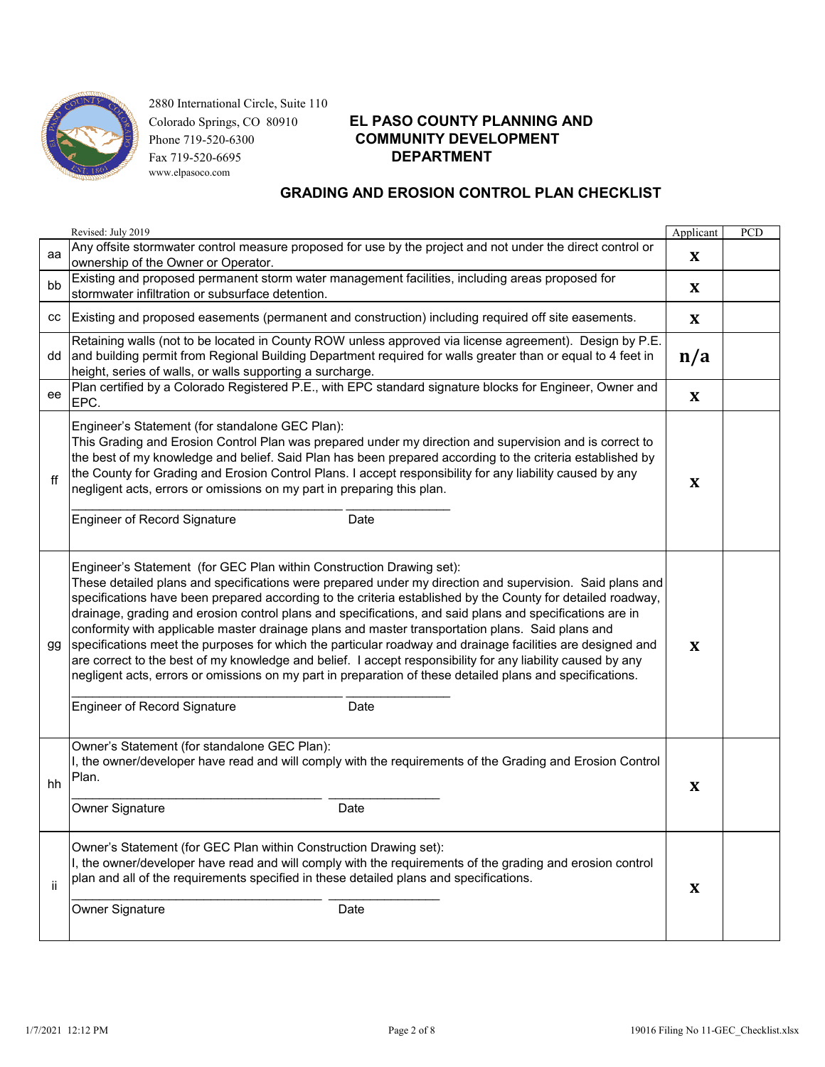2880 International Circle, Suite 110
Colorado Springs, CO 80910
Phone 719-520-6300
Fax 719-520-6695
www.elpasoco.com

# EL PASO COUNTY PLANNING AND COMMUNITY DEVELOPMENT DEPARTMENT

## GRADING AND EROSION CONTROL PLAN CHECKLIST

| | Revised: July 2019 | Applicant | PCD |
|---|---|---|---|
| aa | Any offsite stormwater control measure proposed for use by the project and not under the direct control or ownership of the Owner or Operator. | x | |
| bb | Existing and proposed permanent storm water management facilities, including areas proposed for stormwater infiltration or subsurface detention. | x | |
| cc | Existing and proposed easements (permanent and construction) including required off site easements. | x | |
| dd | Retaining walls (not to be located in County ROW unless approved via license agreement). Design by P.E. and building permit from Regional Building Department required for walls greater than or equal to 4 feet in height, series of walls, or walls supporting a surcharge. | n/a | |
| ee | Plan certified by a Colorado Registered P.E., with EPC standard signature blocks for Engineer, Owner and EPC. | x | |
| ff | Engineer's Statement (for standalone GEC Plan):<br>This Grading and Erosion Control Plan was prepared under my direction and supervision and is correct to the best of my knowledge and belief. Said Plan has been prepared according to the criteria established by the County for Grading and Erosion Control Plans. I accept responsibility for any liability caused by any negligent acts, errors or omissions on my part in preparing this plan.<br>_____________________ __________<br>Engineer of Record Signature Date | x | |
| gg | Engineer's Statement (for GEC Plan within Construction Drawing set):<br>These detailed plans and specifications were prepared under my direction and supervision. Said plans and specifications have been prepared according to the criteria established by the County for detailed roadway, drainage, grading and erosion control plans and specifications, and said plans and specifications are in conformity with applicable master drainage plans and master transportation plans. Said plans and specifications meet the purposes for which the particular roadway and drainage facilities are designed and are correct to the best of my knowledge and belief. I accept responsibility for any liability caused by any negligent acts, errors or omissions on my part in preparation of these detailed plans and specifications.<br>_____________________ __________<br>Engineer of Record Signature Date | x | |
| hh | Owner's Statement (for standalone GEC Plan):<br>I, the owner/developer have read and will comply with the requirements of the Grading and Erosion Control Plan.<br>_____________________ __________<br>Owner Signature Date | x | |
| ii | Owner's Statement (for GEC Plan within Construction Drawing set):<br>I, the owner/developer have read and will comply with the requirements of the grading and erosion control plan and all of the requirements specified in these detailed plans and specifications.<br>_____________________ __________<br>Owner Signature Date | x | |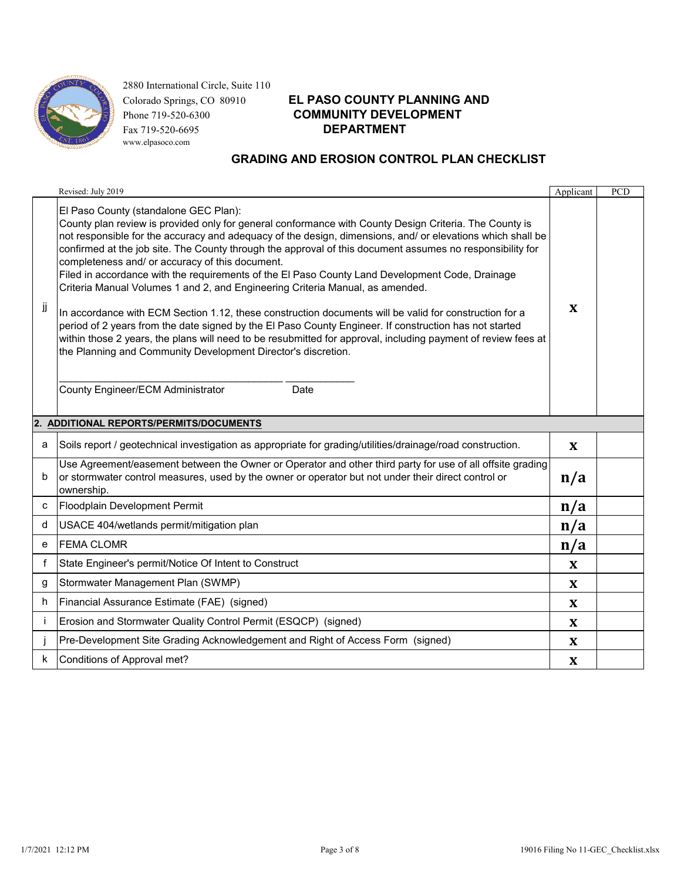2880 International Circle, Suite 110
Colorado Springs, CO 80910
Phone 719-520-6300
Fax 719-520-6695
www.elpasoco.com

# EL PASO COUNTY PLANNING AND COMMUNITY DEVELOPMENT DEPARTMENT

## GRADING AND EROSION CONTROL PLAN CHECKLIST

| | Revised: July 2019 | Applicant | PCD |
|---|---|---|---|
| jj | El Paso County (standalone GEC Plan):<br>County plan review is provided only for general conformance with County Design Criteria. The County is not responsible for the accuracy and adequacy of the design, dimensions, and/ or elevations which shall be confirmed at the job site. The County through the approval of this document assumes no responsibility for completeness and/ or accuracy of this document.<br>Filed in accordance with the requirements of the El Paso County Land Development Code, Drainage Criteria Manual Volumes 1 and 2, and Engineering Criteria Manual, as amended.<br><br>In accordance with ECM Section 1.12, these construction documents will be valid for construction for a period of 2 years from the date signed by the El Paso County Engineer. If construction has not started within those 2 years, the plans will need to be resubmitted for approval, including payment of review fees at the Planning and Community Development Director's discretion.<br><br>_______________________________________ ____________<br>County Engineer/ECM Administrator Date | x | |
| **2.** | **ADDITIONAL REPORTS/PERMITS/DOCUMENTS** | | |
| a | Soils report / geotechnical investigation as appropriate for grading/utilities/drainage/road construction. | x | |
| b | Use Agreement/easement between the Owner or Operator and other third party for use of all offsite grading or stormwater control measures, used by the owner or operator but not under their direct control or ownership. | n/a | |
| c | Floodplain Development Permit | n/a | |
| d | USACE 404/wetlands permit/mitigation plan | n/a | |
| e | FEMA CLOMR | n/a | |
| f | State Engineer's permit/Notice Of Intent to Construct | x | |
| g | Stormwater Management Plan (SWMP) | x | |
| h | Financial Assurance Estimate (FAE) (signed) | x | |
| i | Erosion and Stormwater Quality Control Permit (ESQCP) (signed) | x | |
| j | Pre-Development Site Grading Acknowledgement and Right of Access Form (signed) | x | |
| k | Conditions of Approval met? | x | |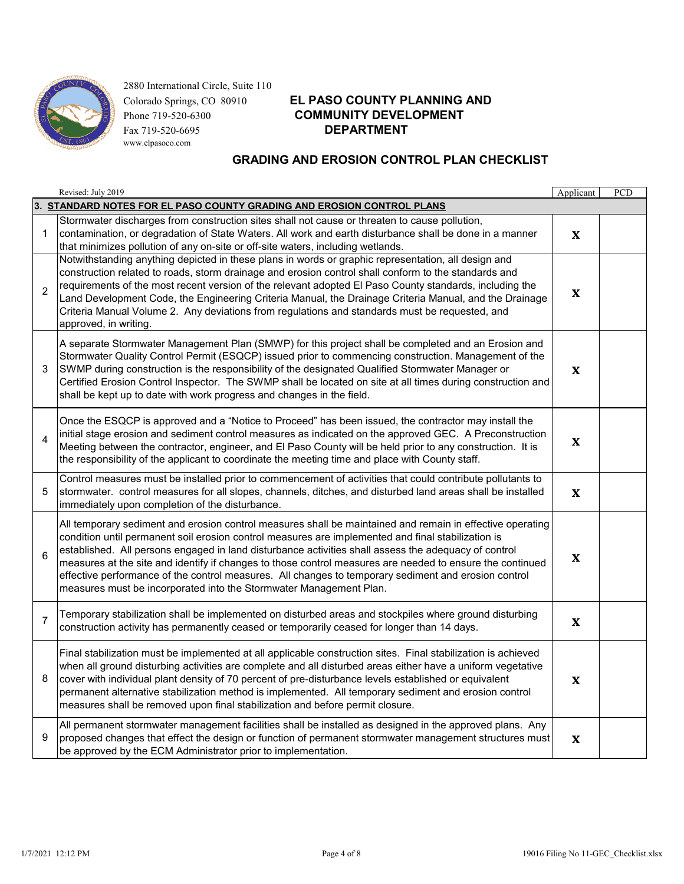2880 International Circle, Suite 110
Colorado Springs, CO 80910
Phone 719-520-6300
Fax 719-520-6695
www.elpasoco.com

# EL PASO COUNTY PLANNING AND COMMUNITY DEVELOPMENT DEPARTMENT

## GRADING AND EROSION CONTROL PLAN CHECKLIST

| | Revised: July 2019 | Applicant | PCD |
|---|---|---|---|
| **3.** | **STANDARD NOTES FOR EL PASO COUNTY GRADING AND EROSION CONTROL PLANS** | | |
| 1 | Stormwater discharges from construction sites shall not cause or threaten to cause pollution, contamination, or degradation of State Waters. All work and earth disturbance shall be done in a manner that minimizes pollution of any on-site or off-site waters, including wetlands. | X | |
| 2 | Notwithstanding anything depicted in these plans in words or graphic representation, all design and construction related to roads, storm drainage and erosion control shall conform to the standards and requirements of the most recent version of the relevant adopted El Paso County standards, including the Land Development Code, the Engineering Criteria Manual, the Drainage Criteria Manual, and the Drainage Criteria Manual Volume 2. Any deviations from regulations and standards must be requested, and approved, in writing. | X | |
| 3 | A separate Stormwater Management Plan (SMWP) for this project shall be completed and an Erosion and Stormwater Quality Control Permit (ESQCP) issued prior to commencing construction. Management of the SWMP during construction is the responsibility of the designated Qualified Stormwater Manager or Certified Erosion Control Inspector. The SWMP shall be located on site at all times during construction and shall be kept up to date with work progress and changes in the field. | X | |
| 4 | Once the ESQCP is approved and a "Notice to Proceed" has been issued, the contractor may install the initial stage erosion and sediment control measures as indicated on the approved GEC. A Preconstruction Meeting between the contractor, engineer, and El Paso County will be held prior to any construction. It is the responsibility of the applicant to coordinate the meeting time and place with County staff. | X | |
| 5 | Control measures must be installed prior to commencement of activities that could contribute pollutants to stormwater. control measures for all slopes, channels, ditches, and disturbed land areas shall be installed immediately upon completion of the disturbance. | X | |
| 6 | All temporary sediment and erosion control measures shall be maintained and remain in effective operating condition until permanent soil erosion control measures are implemented and final stabilization is established. All persons engaged in land disturbance activities shall assess the adequacy of control measures at the site and identify if changes to those control measures are needed to ensure the continued effective performance of the control measures. All changes to temporary sediment and erosion control measures must be incorporated into the Stormwater Management Plan. | X | |
| 7 | Temporary stabilization shall be implemented on disturbed areas and stockpiles where ground disturbing construction activity has permanently ceased or temporarily ceased for longer than 14 days. | X | |
| 8 | Final stabilization must be implemented at all applicable construction sites. Final stabilization is achieved when all ground disturbing activities are complete and all disturbed areas either have a uniform vegetative cover with individual plant density of 70 percent of pre-disturbance levels established or equivalent permanent alternative stabilization method is implemented. All temporary sediment and erosion control measures shall be removed upon final stabilization and before permit closure. | X | |
| 9 | All permanent stormwater management facilities shall be installed as designed in the approved plans. Any proposed changes that effect the design or function of permanent stormwater management structures must be approved by the ECM Administrator prior to implementation. | X | |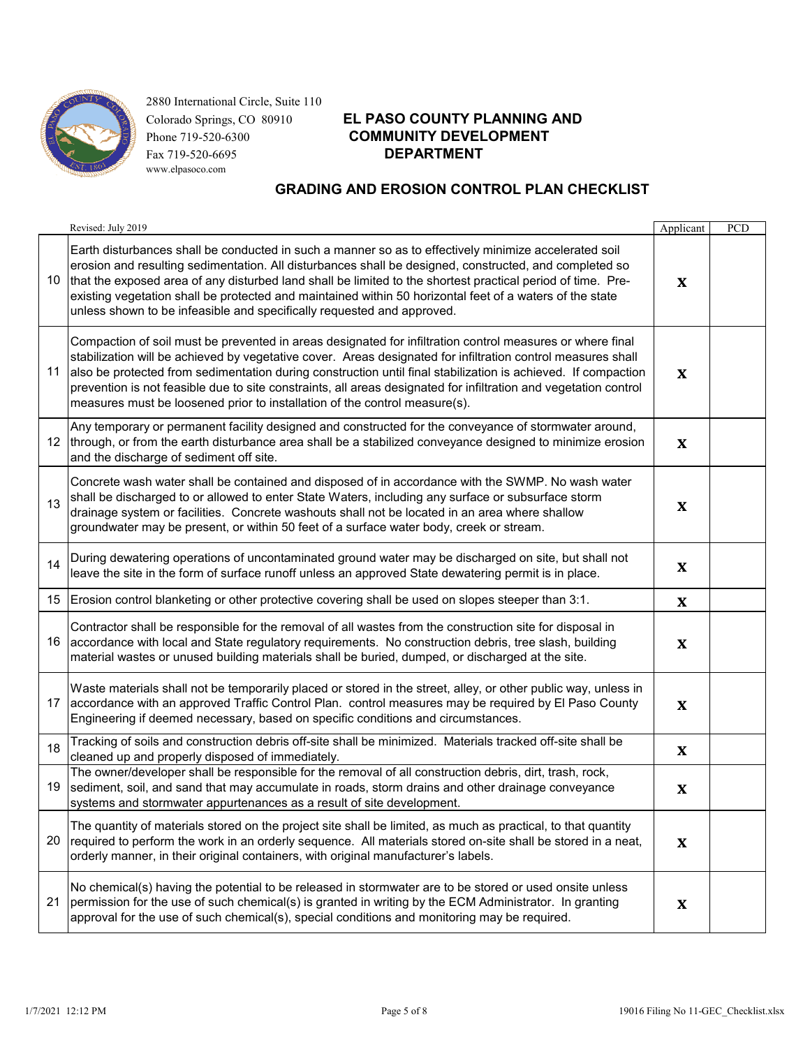2880 International Circle, Suite 110
Colorado Springs, CO 80910
Phone 719-520-6300
Fax 719-520-6695
www.elpasoco.com

# EL PASO COUNTY PLANNING AND COMMUNITY DEVELOPMENT DEPARTMENT

## GRADING AND EROSION CONTROL PLAN CHECKLIST

| | Revised: July 2019 | Applicant | PCD |
|---|---|---|---|
| 10 | Earth disturbances shall be conducted in such a manner so as to effectively minimize accelerated soil erosion and resulting sedimentation. All disturbances shall be designed, constructed, and completed so that the exposed area of any disturbed land shall be limited to the shortest practical period of time. Pre-existing vegetation shall be protected and maintained within 50 horizontal feet of a waters of the state unless shown to be infeasible and specifically requested and approved. | X | |
| 11 | Compaction of soil must be prevented in areas designated for infiltration control measures or where final stabilization will be achieved by vegetative cover. Areas designated for infiltration control measures shall also be protected from sedimentation during construction until final stabilization is achieved. If compaction prevention is not feasible due to site constraints, all areas designated for infiltration and vegetation control measures must be loosened prior to installation of the control measure(s). | X | |
| 12 | Any temporary or permanent facility designed and constructed for the conveyance of stormwater around, through, or from the earth disturbance area shall be a stabilized conveyance designed to minimize erosion and the discharge of sediment off site. | X | |
| 13 | Concrete wash water shall be contained and disposed of in accordance with the SWMP. No wash water shall be discharged to or allowed to enter State Waters, including any surface or subsurface storm drainage system or facilities. Concrete washouts shall not be located in an area where shallow groundwater may be present, or within 50 feet of a surface water body, creek or stream. | X | |
| 14 | During dewatering operations of uncontaminated ground water may be discharged on site, but shall not leave the site in the form of surface runoff unless an approved State dewatering permit is in place. | X | |
| 15 | Erosion control blanketing or other protective covering shall be used on slopes steeper than 3:1. | X | |
| 16 | Contractor shall be responsible for the removal of all wastes from the construction site for disposal in accordance with local and State regulatory requirements. No construction debris, tree slash, building material wastes or unused building materials shall be buried, dumped, or discharged at the site. | X | |
| 17 | Waste materials shall not be temporarily placed or stored in the street, alley, or other public way, unless in accordance with an approved Traffic Control Plan. control measures may be required by El Paso County Engineering if deemed necessary, based on specific conditions and circumstances. | X | |
| 18 | Tracking of soils and construction debris off-site shall be minimized. Materials tracked off-site shall be cleaned up and properly disposed of immediately. | X | |
| 19 | The owner/developer shall be responsible for the removal of all construction debris, dirt, trash, rock, sediment, soil, and sand that may accumulate in roads, storm drains and other drainage conveyance systems and stormwater appurtenances as a result of site development. | X | |
| 20 | The quantity of materials stored on the project site shall be limited, as much as practical, to that quantity required to perform the work in an orderly sequence. All materials stored on-site shall be stored in a neat, orderly manner, in their original containers, with original manufacturer's labels. | X | |
| 21 | No chemical(s) having the potential to be released in stormwater are to be stored or used onsite unless permission for the use of such chemical(s) is granted in writing by the ECM Administrator. In granting approval for the use of such chemical(s), special conditions and monitoring may be required. | X | |

1/7/2021 12:12 PM 19016 Filing No 11-GEC_Checklist.xlsx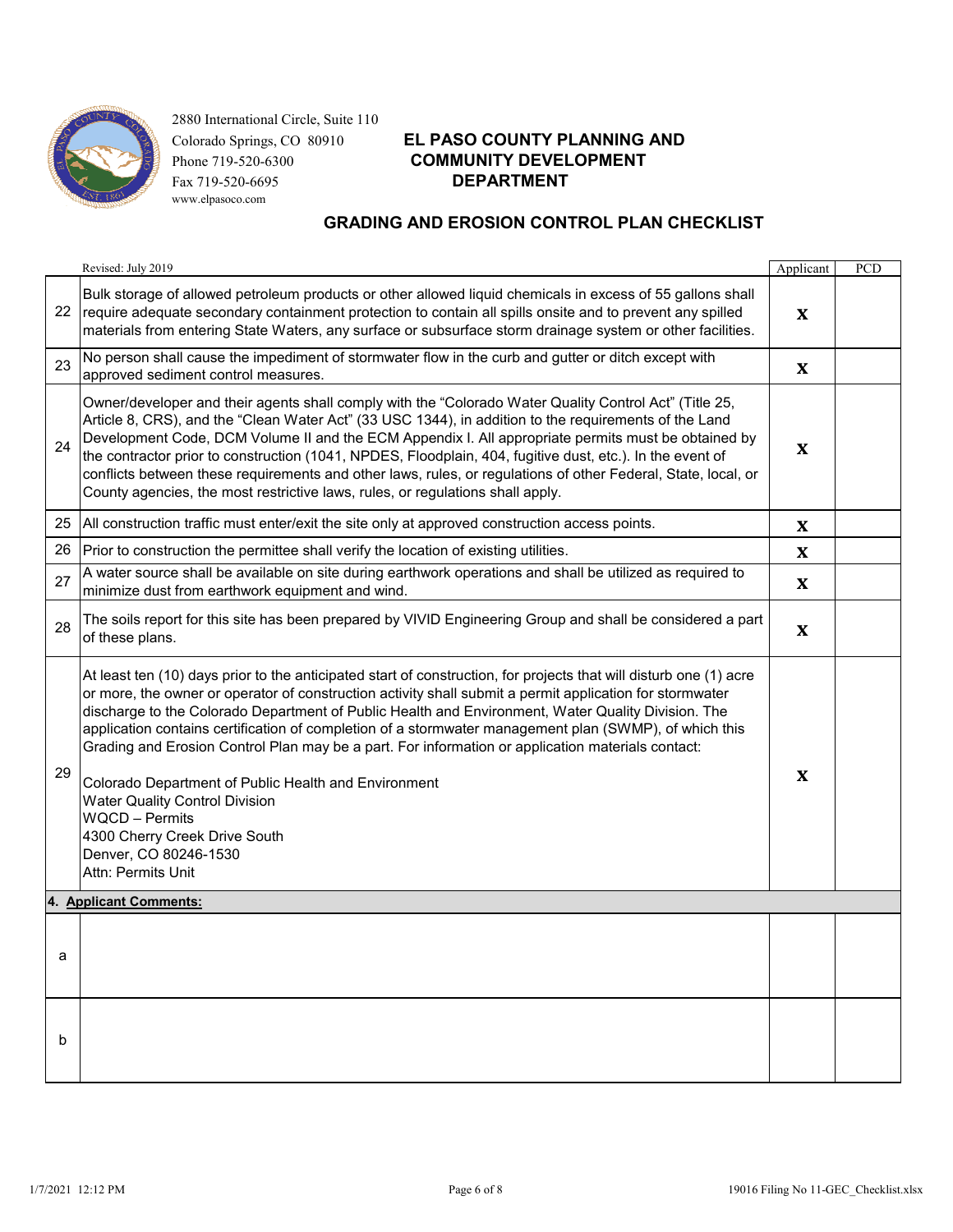2880 International Circle, Suite 110
Colorado Springs, CO 80910
Phone 719-520-6300
Fax 719-520-6695
www.elpasoco.com

# EL PASO COUNTY PLANNING AND COMMUNITY DEVELOPMENT DEPARTMENT

## GRADING AND EROSION CONTROL PLAN CHECKLIST

| | Revised: July 2019 | Applicant | PCD |
|---|---|---|---|
| 22 | Bulk storage of allowed petroleum products or other allowed liquid chemicals in excess of 55 gallons shall require adequate secondary containment protection to contain all spills onsite and to prevent any spilled materials from entering State Waters, any surface or subsurface storm drainage system or other facilities. | X | |
| 23 | No person shall cause the impediment of stormwater flow in the curb and gutter or ditch except with approved sediment control measures. | X | |
| 24 | Owner/developer and their agents shall comply with the "Colorado Water Quality Control Act" (Title 25, Article 8, CRS), and the "Clean Water Act" (33 USC 1344), in addition to the requirements of the Land Development Code, DCM Volume II and the ECM Appendix I. All appropriate permits must be obtained by the contractor prior to construction (1041, NPDES, Floodplain, 404, fugitive dust, etc.). In the event of conflicts between these requirements and other laws, rules, or regulations of other Federal, State, local, or County agencies, the most restrictive laws, rules, or regulations shall apply. | X | |
| 25 | All construction traffic must enter/exit the site only at approved construction access points. | X | |
| 26 | Prior to construction the permittee shall verify the location of existing utilities. | X | |
| 27 | A water source shall be available on site during earthwork operations and shall be utilized as required to minimize dust from earthwork equipment and wind. | X | |
| 28 | The soils report for this site has been prepared by VIVID Engineering Group and shall be considered a part of these plans. | X | |
| 29 | At least ten (10) days prior to the anticipated start of construction, for projects that will disturb one (1) acre or more, the owner or operator of construction activity shall submit a permit application for stormwater discharge to the Colorado Department of Public Health and Environment, Water Quality Division. The application contains certification of completion of a stormwater management plan (SWMP), of which this Grading and Erosion Control Plan may be a part. For information or application materials contact:<br><br>Colorado Department of Public Health and Environment<br>Water Quality Control Division<br>WQCD – Permits<br>4300 Cherry Creek Drive South<br>Denver, CO 80246-1530<br>Attn: Permits Unit | X | |
| **4. Applicant Comments:** | | | |
| a | | | |
| b | | | |

1/7/2021 12:12 PM

19016 Filing No 11-GEC_Checklist.xlsx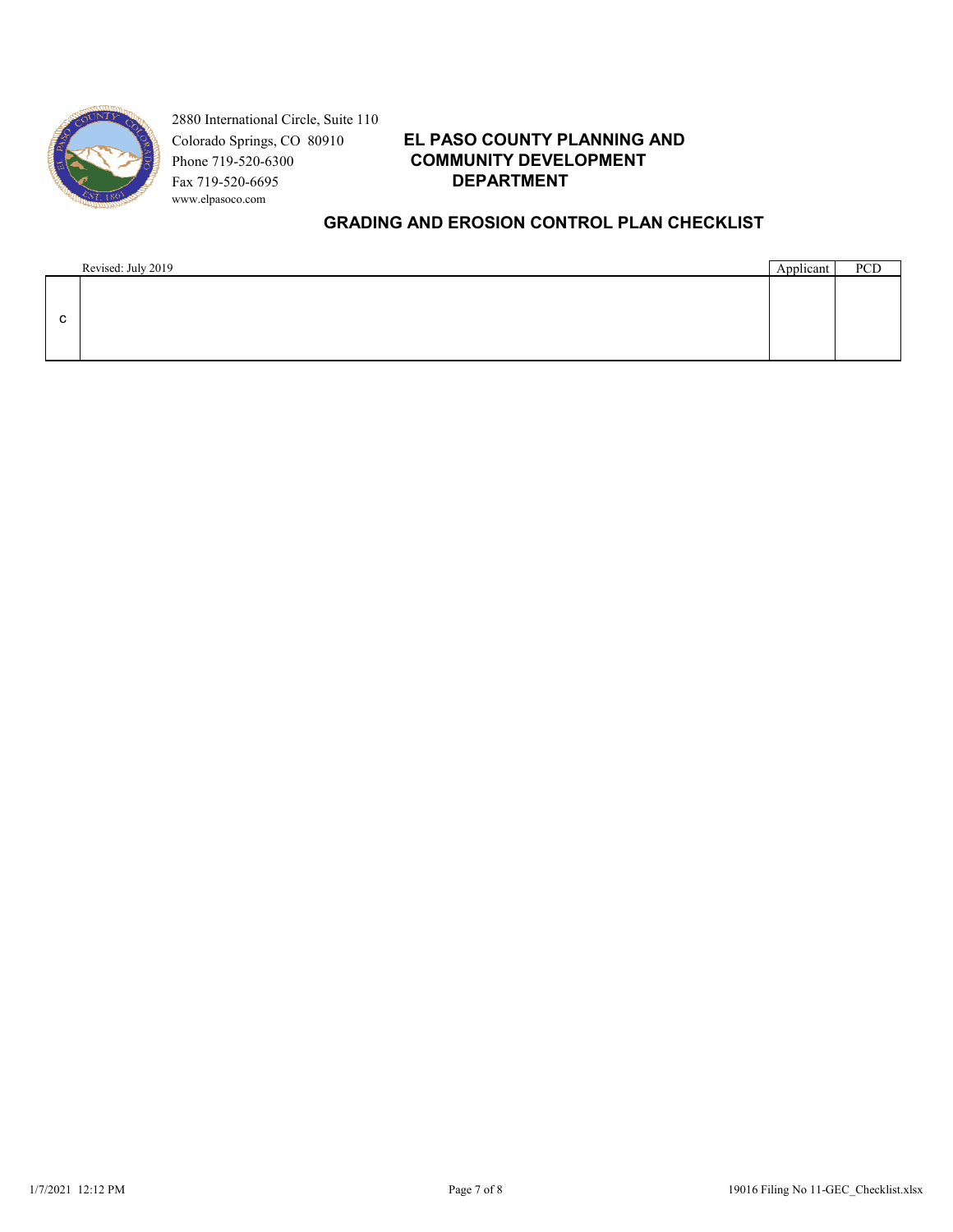2880 International Circle, Suite 110
Colorado Springs, CO 80910
Phone 719-520-6300
Fax 719-520-6695
www.elpasoco.com

# EL PASO COUNTY PLANNING AND COMMUNITY DEVELOPMENT DEPARTMENT

## GRADING AND EROSION CONTROL PLAN CHECKLIST

| | Revised: July 2019 | Applicant | PCD |
|---|---|---|---|
| c | | | |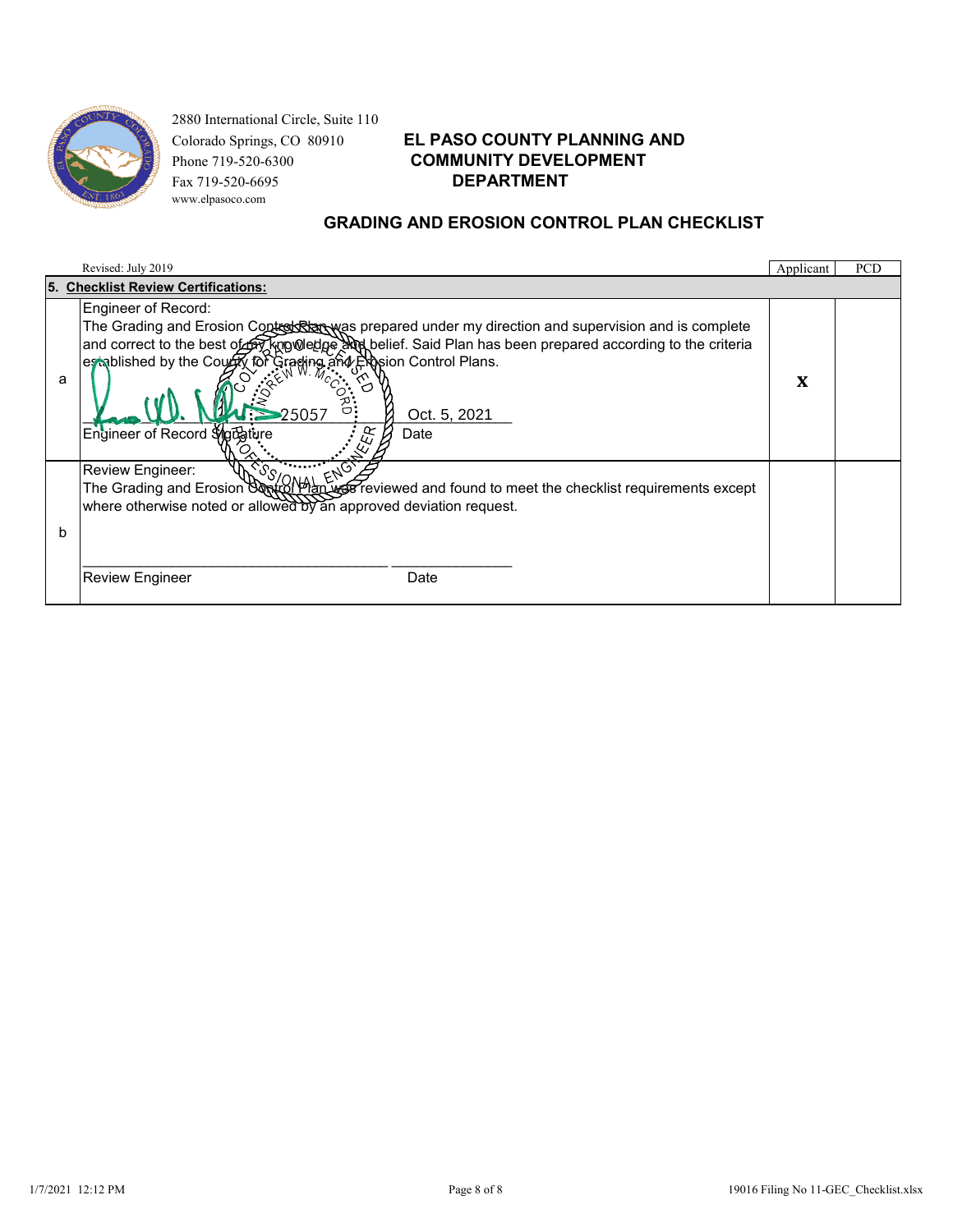2880 International Circle, Suite 110
Colorado Springs, CO 80910
Phone 719-520-6300
Fax 719-520-6695
www.elpasoco.com

# EL PASO COUNTY PLANNING AND COMMUNITY DEVELOPMENT DEPARTMENT

## GRADING AND EROSION CONTROL PLAN CHECKLIST

| | Revised: July 2019 | Applicant | PCD |
|---|---|---|---|
| **5.** | **Checklist Review Certifications:** | | |
| a | Engineer of Record:<br>The Grading and Erosion Control Plan was prepared under my direction and supervision and is complete and correct to the best of my knowledge and belief. Said Plan has been prepared according to the criteria established by the County for Grading and Erosion Control Plans.<br><br>[Seal: Colorado Licensed Professional Engineer, Andrew W. McCord, 25057] [Signature] Oct. 5, 2021<br>Engineer of Record Signature &nbsp;&nbsp;&nbsp;&nbsp; Date | **X** | |
| b | Review Engineer:<br>The Grading and Erosion Control Plan was reviewed and found to meet the checklist requirements except where otherwise noted or allowed by an approved deviation request.<br><br>______________________ ______________<br>Review Engineer &nbsp;&nbsp;&nbsp;&nbsp; Date | | |

1/7/2021 12:12 PM

19016 Filing No 11-GEC_Checklist.xlsx